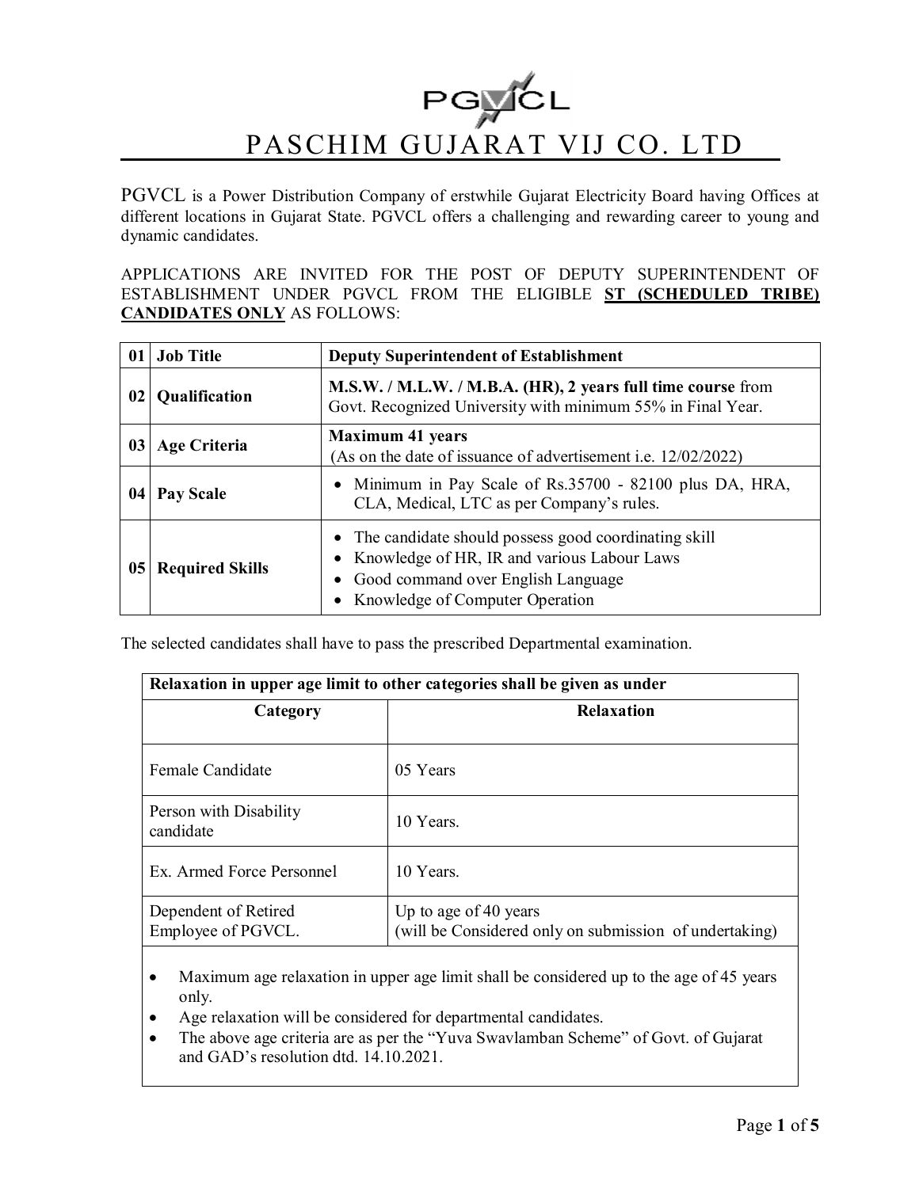# PASCHIM GUJARAT VIJ CO. LTD

PGVCL is a Power Distribution Company of erstwhile Gujarat Electricity Board having Offices at different locations in Gujarat State. PGVCL offers a challenging and rewarding career to young and dynamic candidates.

APPLICATIONS ARE INVITED FOR THE POST OF DEPUTY SUPERINTENDENT OF ESTABLISHMENT UNDER PGVCL FROM THE ELIGIBLE **ST (SCHEDULED TRIBE) CANDIDATES ONLY** AS FOLLOWS:

| 01 | Job Title | Deputy Superintendent of Establishment |
|---|---|---|
| 02 | Qualification | **M.S.W. / M.L.W. / M.B.A. (HR), 2 years full time course** from Govt. Recognized University with minimum 55% in Final Year. |
| 03 | Age Criteria | **Maximum 41 years**<br>(As on the date of issuance of advertisement i.e. 12/02/2022) |
| 04 | Pay Scale | • Minimum in Pay Scale of Rs.35700 - 82100 plus DA, HRA, CLA, Medical, LTC as per Company's rules. |
| 05 | Required Skills | • The candidate should possess good coordinating skill<br>• Knowledge of HR, IR and various Labour Laws<br>• Good command over English Language<br>• Knowledge of Computer Operation |

The selected candidates shall have to pass the prescribed Departmental examination.

| Relaxation in upper age limit to other categories shall be given as under | |
|---|---|
| **Category** | **Relaxation** |
| Female Candidate | 05 Years |
| Person with Disability candidate | 10 Years. |
| Ex. Armed Force Personnel | 10 Years. |
| Dependent of Retired Employee of PGVCL. | Up to age of 40 years<br>(will be Considered only on submission of undertaking) |

- Maximum age relaxation in upper age limit shall be considered up to the age of 45 years only.
- Age relaxation will be considered for departmental candidates.
- The above age criteria are as per the "Yuva Swavlamban Scheme" of Govt. of Gujarat and GAD's resolution dtd. 14.10.2021.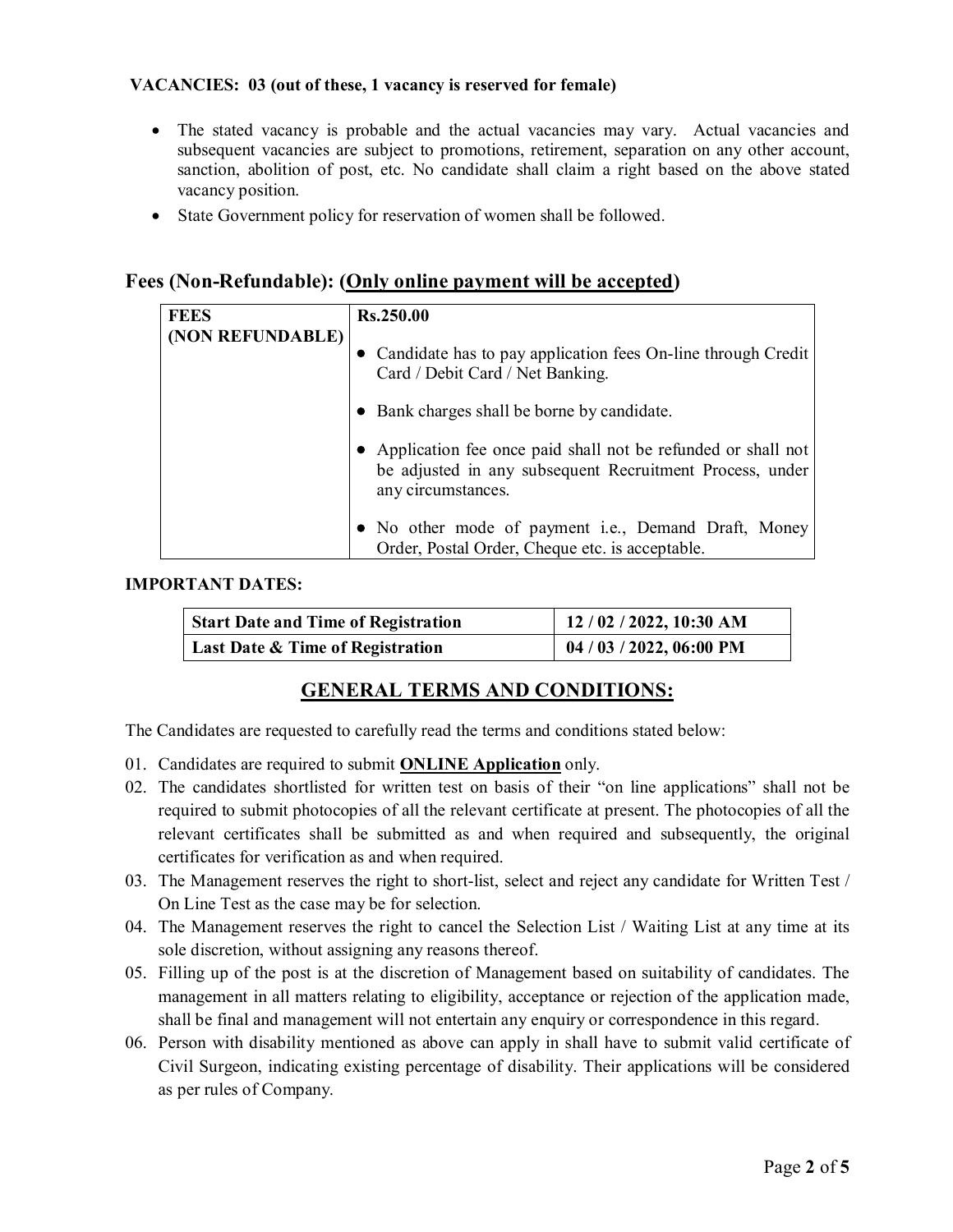**VACANCIES: 03 (out of these, 1 vacancy is reserved for female)**

- The stated vacancy is probable and the actual vacancies may vary. Actual vacancies and subsequent vacancies are subject to promotions, retirement, separation on any other account, sanction, abolition of post, etc. No candidate shall claim a right based on the above stated vacancy position.
- State Government policy for reservation of women shall be followed.

## Fees (Non-Refundable): (<u>Only online payment will be accepted</u>)

| **FEES (NON REFUNDABLE)** | **Rs.250.00**<br>• Candidate has to pay application fees On-line through Credit Card / Debit Card / Net Banking.<br>• Bank charges shall be borne by candidate.<br>• Application fee once paid shall not be refunded or shall not be adjusted in any subsequent Recruitment Process, under any circumstances.<br>• No other mode of payment i.e., Demand Draft, Money Order, Postal Order, Cheque etc. is acceptable. |
|---|---|

**IMPORTANT DATES:**

| **Start Date and Time of Registration** | **12 / 02 / 2022, 10:30 AM** |
|---|---|
| **Last Date & Time of Registration** | **04 / 03 / 2022, 06:00 PM** |

## <u>GENERAL TERMS AND CONDITIONS:</u>

The Candidates are requested to carefully read the terms and conditions stated below:

01. Candidates are required to submit **<u>ONLINE Application</u>** only.
02. The candidates shortlisted for written test on basis of their "on line applications" shall not be required to submit photocopies of all the relevant certificate at present. The photocopies of all the relevant certificates shall be submitted as and when required and subsequently, the original certificates for verification as and when required.
03. The Management reserves the right to short-list, select and reject any candidate for Written Test / On Line Test as the case may be for selection.
04. The Management reserves the right to cancel the Selection List / Waiting List at any time at its sole discretion, without assigning any reasons thereof.
05. Filling up of the post is at the discretion of Management based on suitability of candidates. The management in all matters relating to eligibility, acceptance or rejection of the application made, shall be final and management will not entertain any enquiry or correspondence in this regard.
06. Person with disability mentioned as above can apply in shall have to submit valid certificate of Civil Surgeon, indicating existing percentage of disability. Their applications will be considered as per rules of Company.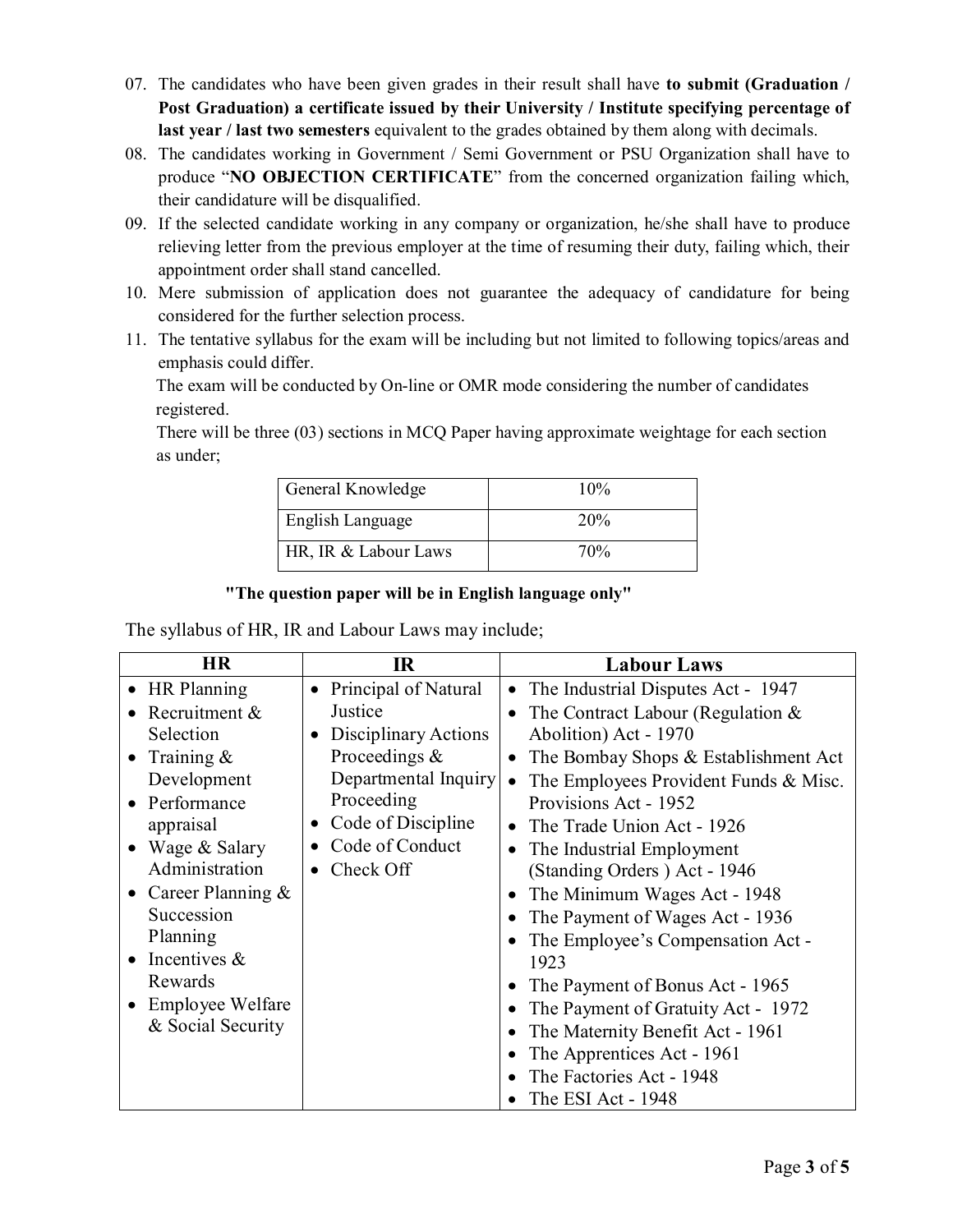07. The candidates who have been given grades in their result shall have **to submit (Graduation / Post Graduation) a certificate issued by their University / Institute specifying percentage of last year / last two semesters** equivalent to the grades obtained by them along with decimals.
08. The candidates working in Government / Semi Government or PSU Organization shall have to produce "**NO OBJECTION CERTIFICATE**" from the concerned organization failing which, their candidature will be disqualified.
09. If the selected candidate working in any company or organization, he/she shall have to produce relieving letter from the previous employer at the time of resuming their duty, failing which, their appointment order shall stand cancelled.
10. Mere submission of application does not guarantee the adequacy of candidature for being considered for the further selection process.
11. The tentative syllabus for the exam will be including but not limited to following topics/areas and emphasis could differ.

    The exam will be conducted by On-line or OMR mode considering the number of candidates registered.

    There will be three (03) sections in MCQ Paper having approximate weightage for each section as under;

| General Knowledge | 10% |
|---|---|
| English Language | 20% |
| HR, IR & Labour Laws | 70% |

**"The question paper will be in English language only"**

The syllabus of HR, IR and Labour Laws may include;

| HR | IR | Labour Laws |
|---|---|---|
| • HR Planning<br>• Recruitment & Selection<br>• Training & Development<br>• Performance appraisal<br>• Wage & Salary Administration<br>• Career Planning & Succession Planning<br>• Incentives & Rewards<br>• Employee Welfare & Social Security | • Principal of Natural Justice<br>• Disciplinary Actions Proceedings & Departmental Inquiry Proceeding<br>• Code of Discipline<br>• Code of Conduct<br>• Check Off | • The Industrial Disputes Act - 1947<br>• The Contract Labour (Regulation & Abolition) Act - 1970<br>• The Bombay Shops & Establishment Act<br>• The Employees Provident Funds & Misc. Provisions Act - 1952<br>• The Trade Union Act - 1926<br>• The Industrial Employment (Standing Orders ) Act - 1946<br>• The Minimum Wages Act - 1948<br>• The Payment of Wages Act - 1936<br>• The Employee's Compensation Act - 1923<br>• The Payment of Bonus Act - 1965<br>• The Payment of Gratuity Act - 1972<br>• The Maternity Benefit Act - 1961<br>• The Apprentices Act - 1961<br>• The Factories Act - 1948<br>• The ESI Act - 1948 |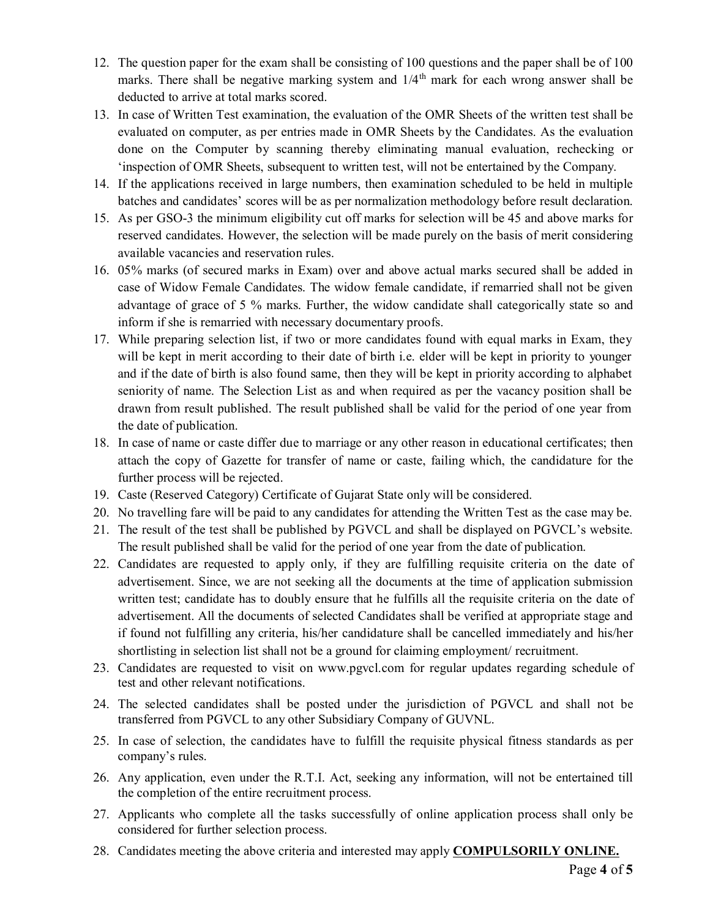12. The question paper for the exam shall be consisting of 100 questions and the paper shall be of 100 marks. There shall be negative marking system and $1/4^{th}$ mark for each wrong answer shall be deducted to arrive at total marks scored.
13. In case of Written Test examination, the evaluation of the OMR Sheets of the written test shall be evaluated on computer, as per entries made in OMR Sheets by the Candidates. As the evaluation done on the Computer by scanning thereby eliminating manual evaluation, rechecking or 'inspection of OMR Sheets, subsequent to written test, will not be entertained by the Company.
14. If the applications received in large numbers, then examination scheduled to be held in multiple batches and candidates' scores will be as per normalization methodology before result declaration.
15. As per GSO-3 the minimum eligibility cut off marks for selection will be 45 and above marks for reserved candidates. However, the selection will be made purely on the basis of merit considering available vacancies and reservation rules.
16. 05% marks (of secured marks in Exam) over and above actual marks secured shall be added in case of Widow Female Candidates. The widow female candidate, if remarried shall not be given advantage of grace of 5 % marks. Further, the widow candidate shall categorically state so and inform if she is remarried with necessary documentary proofs.
17. While preparing selection list, if two or more candidates found with equal marks in Exam, they will be kept in merit according to their date of birth i.e. elder will be kept in priority to younger and if the date of birth is also found same, then they will be kept in priority according to alphabet seniority of name. The Selection List as and when required as per the vacancy position shall be drawn from result published. The result published shall be valid for the period of one year from the date of publication.
18. In case of name or caste differ due to marriage or any other reason in educational certificates; then attach the copy of Gazette for transfer of name or caste, failing which, the candidature for the further process will be rejected.
19. Caste (Reserved Category) Certificate of Gujarat State only will be considered.
20. No travelling fare will be paid to any candidates for attending the Written Test as the case may be.
21. The result of the test shall be published by PGVCL and shall be displayed on PGVCL's website. The result published shall be valid for the period of one year from the date of publication.
22. Candidates are requested to apply only, if they are fulfilling requisite criteria on the date of advertisement. Since, we are not seeking all the documents at the time of application submission written test; candidate has to doubly ensure that he fulfills all the requisite criteria on the date of advertisement. All the documents of selected Candidates shall be verified at appropriate stage and if found not fulfilling any criteria, his/her candidature shall be cancelled immediately and his/her shortlisting in selection list shall not be a ground for claiming employment/ recruitment.
23. Candidates are requested to visit on www.pgvcl.com for regular updates regarding schedule of test and other relevant notifications.
24. The selected candidates shall be posted under the jurisdiction of PGVCL and shall not be transferred from PGVCL to any other Subsidiary Company of GUVNL.
25. In case of selection, the candidates have to fulfill the requisite physical fitness standards as per company's rules.
26. Any application, even under the R.T.I. Act, seeking any information, will not be entertained till the completion of the entire recruitment process.
27. Applicants who complete all the tasks successfully of online application process shall only be considered for further selection process.
28. Candidates meeting the above criteria and interested may apply **COMPULSORILY ONLINE.**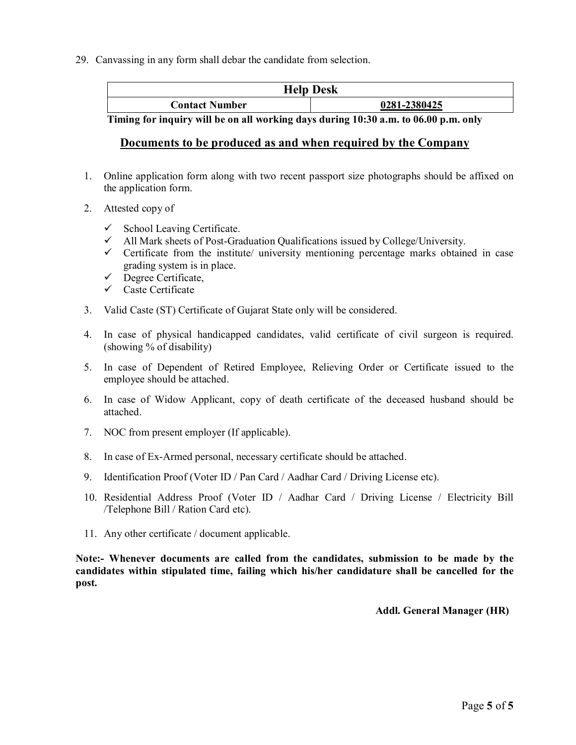29. Canvassing in any form shall debar the candidate from selection.

| Help Desk | |
|---|---|
| **Contact Number** | **0281-2380425** |

**Timing for inquiry will be on all working days during 10:30 a.m. to 06.00 p.m. only**

## Documents to be produced as and when required by the Company

1. Online application form along with two recent passport size photographs should be affixed on the application form.
2. Attested copy of
   - ✓ School Leaving Certificate.
   - ✓ All Mark sheets of Post-Graduation Qualifications issued by College/University.
   - ✓ Certificate from the institute/ university mentioning percentage marks obtained in case grading system is in place.
   - ✓ Degree Certificate,
   - ✓ Caste Certificate
3. Valid Caste (ST) Certificate of Gujarat State only will be considered.
4. In case of physical handicapped candidates, valid certificate of civil surgeon is required. (showing % of disability)
5. In case of Dependent of Retired Employee, Relieving Order or Certificate issued to the employee should be attached.
6. In case of Widow Applicant, copy of death certificate of the deceased husband should be attached.
7. NOC from present employer (If applicable).
8. In case of Ex-Armed personal, necessary certificate should be attached.
9. Identification Proof (Voter ID / Pan Card / Aadhar Card / Driving License etc).
10. Residential Address Proof (Voter ID / Aadhar Card / Driving License / Electricity Bill /Telephone Bill / Ration Card etc).
11. Any other certificate / document applicable.

**Note:- Whenever documents are called from the candidates, submission to be made by the candidates within stipulated time, failing which his/her candidature shall be cancelled for the post.**

**Addl. General Manager (HR)**